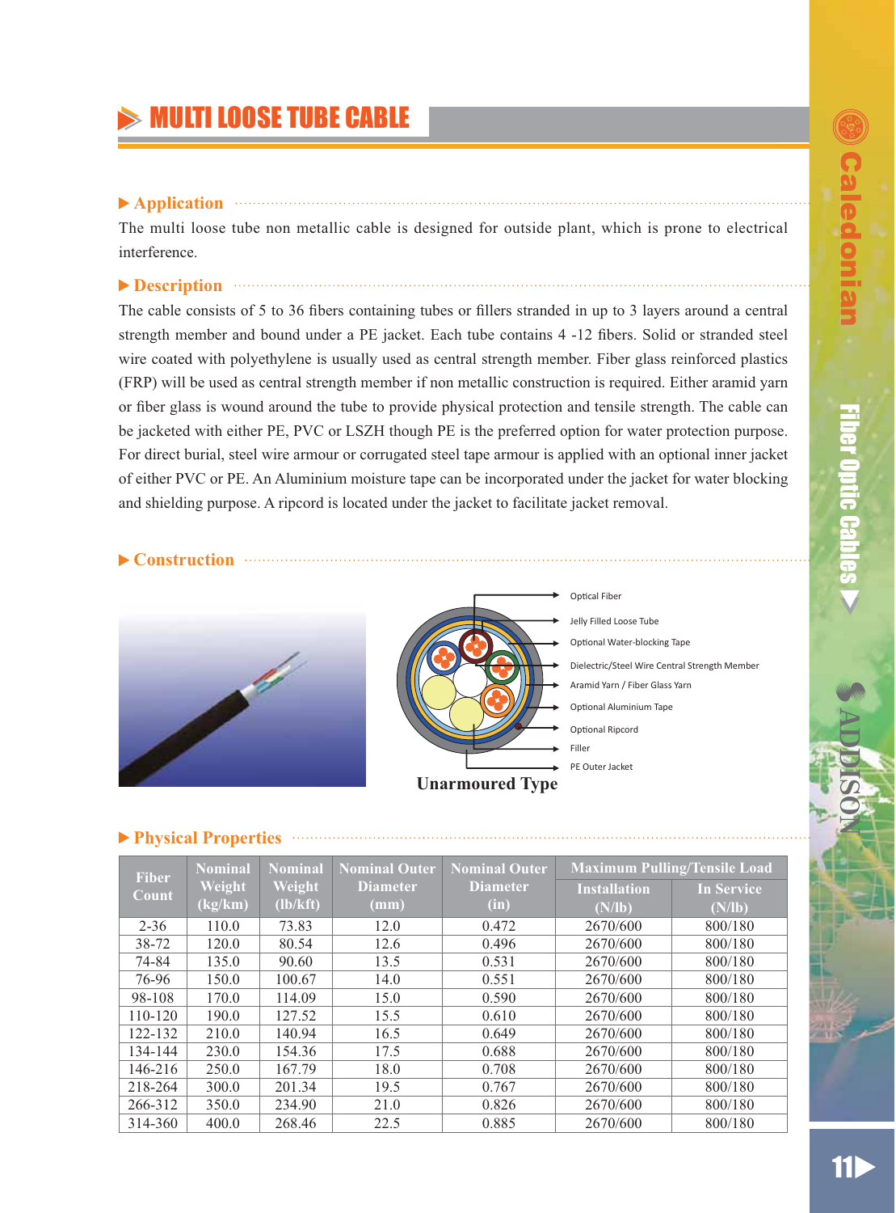# MULTI LOOSE TUBE CABLE

## Application

The multi loose tube non metallic cable is designed for outside plant, which is prone to electrical interference.

## Description

The cable consists of 5 to 36 fibers containing tubes or fillers stranded in up to 3 layers around a central strength member and bound under a PE jacket. Each tube contains 4 -12 fibers. Solid or stranded steel wire coated with polyethylene is usually used as central strength member. Fiber glass reinforced plastics (FRP) will be used as central strength member if non metallic construction is required. Either aramid yarn or fiber glass is wound around the tube to provide physical protection and tensile strength. The cable can be jacketed with either PE, PVC or LSZH though PE is the preferred option for water protection purpose. For direct burial, steel wire armour or corrugated steel tape armour is applied with an optional inner jacket of either PVC or PE. An Aluminium moisture tape can be incorporated under the jacket for water blocking and shielding purpose. A ripcord is located under the jacket to facilitate jacket removal.

## Construction

- Optical Fiber
- Jelly Filled Loose Tube
- Optional Water-blocking Tape
- Dielectric/Steel Wire Central Strength Member
- Aramid Yarn / Fiber Glass Yarn
- Optional Aluminium Tape
- Optional Ripcord
- Filler
- PE Outer Jacket

**Unarmoured Type**

## Physical Properties

| Fiber Count | Nominal Weight (kg/km) | Nominal Weight (lb/kft) | Nominal Outer Diameter (mm) | Nominal Outer Diameter (in) | Maximum Pulling/Tensile Load | |
|---|---|---|---|---|---|---|
| | | | | | Installation (N/lb) | In Service (N/lb) |
| 2-36 | 110.0 | 73.83 | 12.0 | 0.472 | 2670/600 | 800/180 |
| 38-72 | 120.0 | 80.54 | 12.6 | 0.496 | 2670/600 | 800/180 |
| 74-84 | 135.0 | 90.60 | 13.5 | 0.531 | 2670/600 | 800/180 |
| 76-96 | 150.0 | 100.67 | 14.0 | 0.551 | 2670/600 | 800/180 |
| 98-108 | 170.0 | 114.09 | 15.0 | 0.590 | 2670/600 | 800/180 |
| 110-120 | 190.0 | 127.52 | 15.5 | 0.610 | 2670/600 | 800/180 |
| 122-132 | 210.0 | 140.94 | 16.5 | 0.649 | 2670/600 | 800/180 |
| 134-144 | 230.0 | 154.36 | 17.5 | 0.688 | 2670/600 | 800/180 |
| 146-216 | 250.0 | 167.79 | 18.0 | 0.708 | 2670/600 | 800/180 |
| 218-264 | 300.0 | 201.34 | 19.5 | 0.767 | 2670/600 | 800/180 |
| 266-312 | 350.0 | 234.90 | 21.0 | 0.826 | 2670/600 | 800/180 |
| 314-360 | 400.0 | 268.46 | 22.5 | 0.885 | 2670/600 | 800/180 |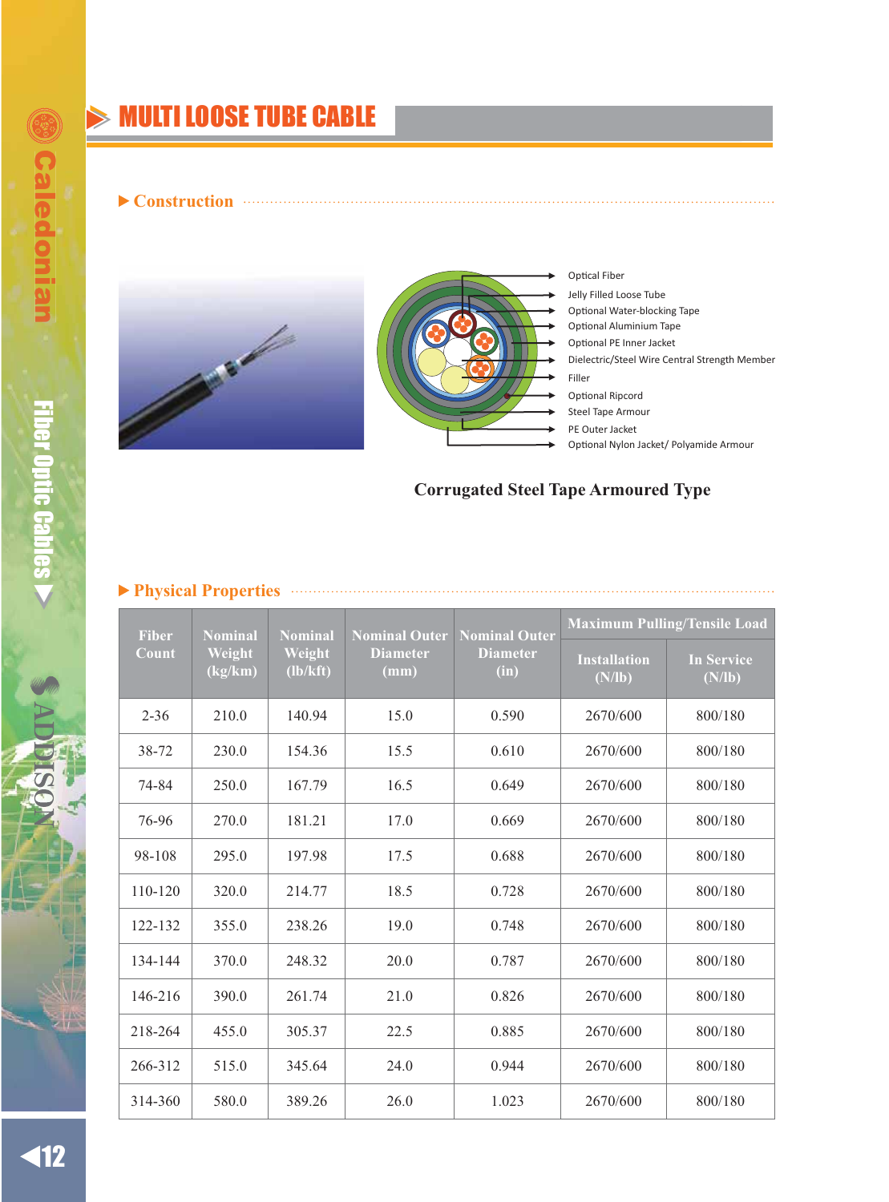# MULTI LOOSE TUBE CABLE

## Construction

- Optical Fiber
- Jelly Filled Loose Tube
- Optional Water-blocking Tape
- Optional Aluminium Tape
- Optional PE Inner Jacket
- Dielectric/Steel Wire Central Strength Member
- Filler
- Optional Ripcord
- Steel Tape Armour
- PE Outer Jacket
- Optional Nylon Jacket/ Polyamide Armour

**Corrugated Steel Tape Armoured Type**

## Physical Properties

| Fiber Count | Nominal Weight (kg/km) | Nominal Weight (lb/kft) | Nominal Outer Diameter (mm) | Nominal Outer Diameter (in) | Maximum Pulling/Tensile Load | |
|---|---|---|---|---|---|---|
| | | | | | Installation (N/lb) | In Service (N/lb) |
| 2-36 | 210.0 | 140.94 | 15.0 | 0.590 | 2670/600 | 800/180 |
| 38-72 | 230.0 | 154.36 | 15.5 | 0.610 | 2670/600 | 800/180 |
| 74-84 | 250.0 | 167.79 | 16.5 | 0.649 | 2670/600 | 800/180 |
| 76-96 | 270.0 | 181.21 | 17.0 | 0.669 | 2670/600 | 800/180 |
| 98-108 | 295.0 | 197.98 | 17.5 | 0.688 | 2670/600 | 800/180 |
| 110-120 | 320.0 | 214.77 | 18.5 | 0.728 | 2670/600 | 800/180 |
| 122-132 | 355.0 | 238.26 | 19.0 | 0.748 | 2670/600 | 800/180 |
| 134-144 | 370.0 | 248.32 | 20.0 | 0.787 | 2670/600 | 800/180 |
| 146-216 | 390.0 | 261.74 | 21.0 | 0.826 | 2670/600 | 800/180 |
| 218-264 | 455.0 | 305.37 | 22.5 | 0.885 | 2670/600 | 800/180 |
| 266-312 | 515.0 | 345.64 | 24.0 | 0.944 | 2670/600 | 800/180 |
| 314-360 | 580.0 | 389.26 | 26.0 | 1.023 | 2670/600 | 800/180 |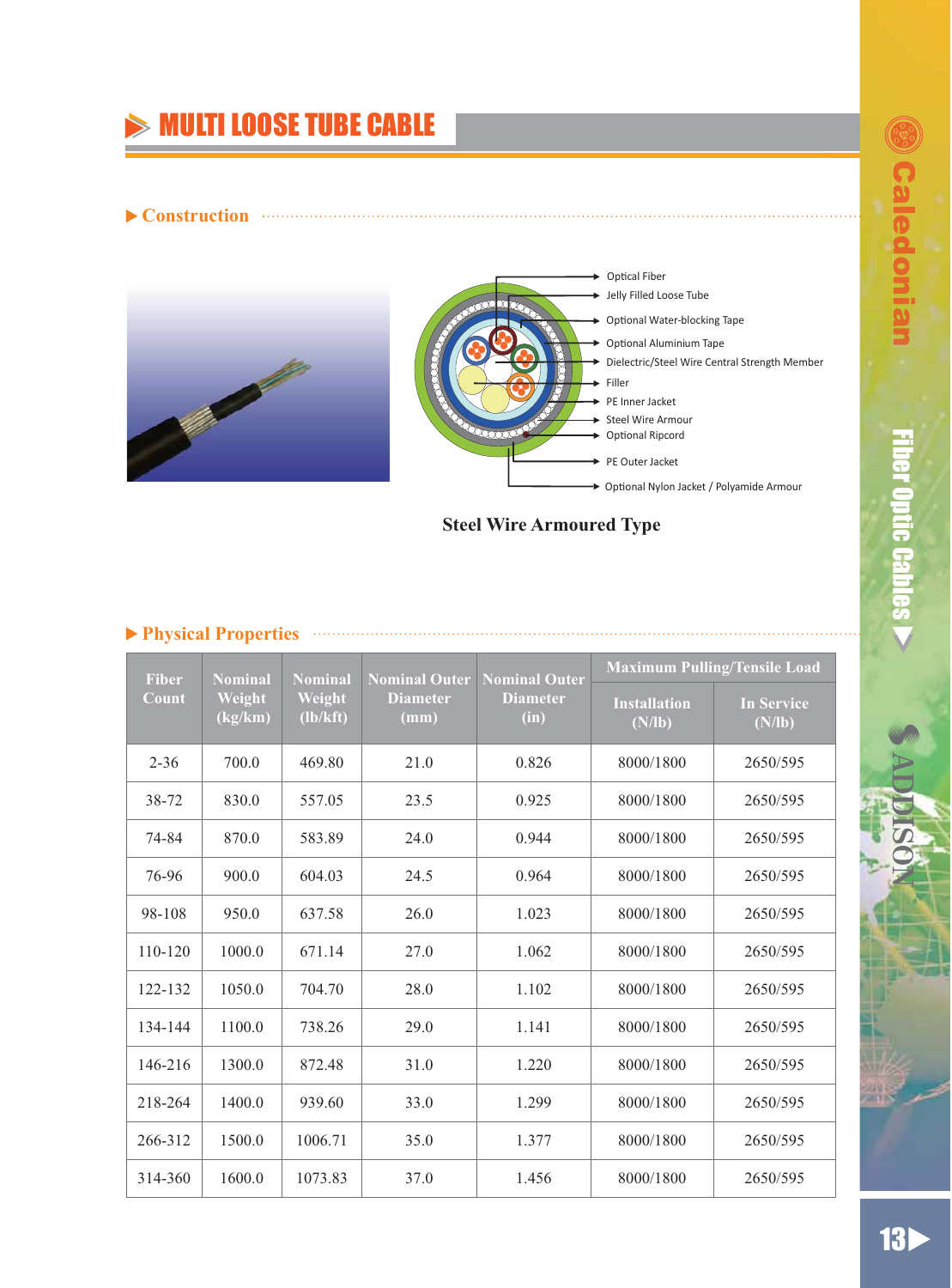# MULTI LOOSE TUBE CABLE

## Construction

- Optical Fiber
- Jelly Filled Loose Tube
- Optional Water-blocking Tape
- Optional Aluminium Tape
- Dielectric/Steel Wire Central Strength Member
- Filler
- PE Inner Jacket
- Steel Wire Armour
- Optional Ripcord
- PE Outer Jacket
- Optional Nylon Jacket / Polyamide Armour

**Steel Wire Armoured Type**

## Physical Properties

| Fiber Count | Nominal Weight (kg/km) | Nominal Weight (lb/kft) | Nominal Outer Diameter (mm) | Nominal Outer Diameter (in) | Maximum Pulling/Tensile Load | |
|---|---|---|---|---|---|---|
| | | | | | Installation (N/lb) | In Service (N/lb) |
| 2-36 | 700.0 | 469.80 | 21.0 | 0.826 | 8000/1800 | 2650/595 |
| 38-72 | 830.0 | 557.05 | 23.5 | 0.925 | 8000/1800 | 2650/595 |
| 74-84 | 870.0 | 583.89 | 24.0 | 0.944 | 8000/1800 | 2650/595 |
| 76-96 | 900.0 | 604.03 | 24.5 | 0.964 | 8000/1800 | 2650/595 |
| 98-108 | 950.0 | 637.58 | 26.0 | 1.023 | 8000/1800 | 2650/595 |
| 110-120 | 1000.0 | 671.14 | 27.0 | 1.062 | 8000/1800 | 2650/595 |
| 122-132 | 1050.0 | 704.70 | 28.0 | 1.102 | 8000/1800 | 2650/595 |
| 134-144 | 1100.0 | 738.26 | 29.0 | 1.141 | 8000/1800 | 2650/595 |
| 146-216 | 1300.0 | 872.48 | 31.0 | 1.220 | 8000/1800 | 2650/595 |
| 218-264 | 1400.0 | 939.60 | 33.0 | 1.299 | 8000/1800 | 2650/595 |
| 266-312 | 1500.0 | 1006.71 | 35.0 | 1.377 | 8000/1800 | 2650/595 |
| 314-360 | 1600.0 | 1073.83 | 37.0 | 1.456 | 8000/1800 | 2650/595 |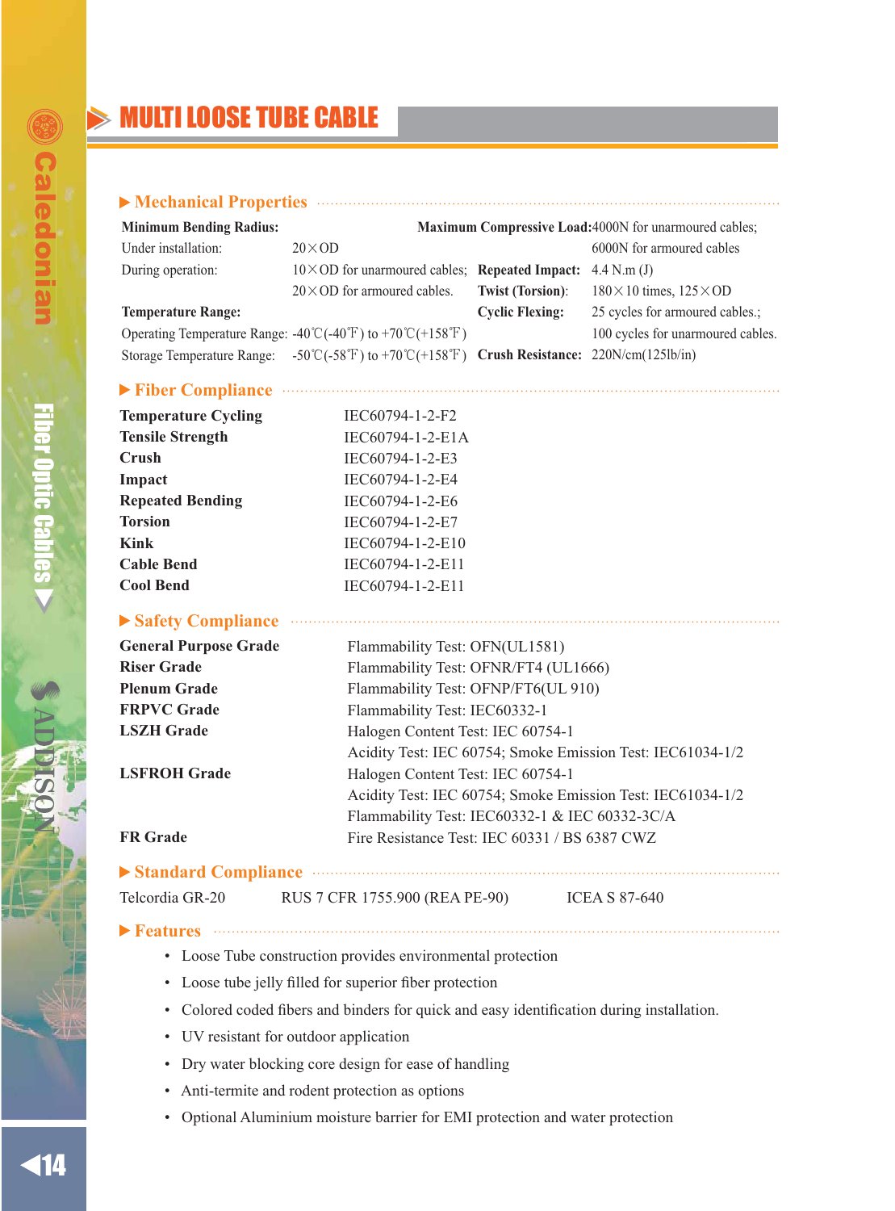# MULTI LOOSE TUBE CABLE

## Mechanical Properties

**Minimum Bending Radius:**

Under installation: 20×OD

During operation: 10×OD for unarmoured cables; 20×OD for armoured cables.

**Temperature Range:**

Operating Temperature Range: -40℃(-40℉) to +70℃(+158℉)

Storage Temperature Range: -50℃(-58℉) to +70℃(+158℉)

**Maximum Compressive Load:** 4000N for unarmoured cables; 6000N for armoured cables

**Repeated Impact:** 4.4 N.m (J)

**Twist (Torsion):** 180×10 times, 125×OD

**Cyclic Flexing:** 25 cycles for armoured cables.; 100 cycles for unarmoured cables.

**Crush Resistance:** 220N/cm(125lb/in)

## Fiber Compliance

| | |
|---|---|
| **Temperature Cycling** | IEC60794-1-2-F2 |
| **Tensile Strength** | IEC60794-1-2-E1A |
| **Crush** | IEC60794-1-2-E3 |
| **Impact** | IEC60794-1-2-E4 |
| **Repeated Bending** | IEC60794-1-2-E6 |
| **Torsion** | IEC60794-1-2-E7 |
| **Kink** | IEC60794-1-2-E10 |
| **Cable Bend** | IEC60794-1-2-E11 |
| **Cool Bend** | IEC60794-1-2-E11 |

## Safety Compliance

| | |
|---|---|
| **General Purpose Grade** | Flammability Test: OFN(UL1581) |
| **Riser Grade** | Flammability Test: OFNR/FT4 (UL1666) |
| **Plenum Grade** | Flammability Test: OFNP/FT6(UL 910) |
| **FRPVC Grade** | Flammability Test: IEC60332-1 |
| **LSZH Grade** | Halogen Content Test: IEC 60754-1<br>Acidity Test: IEC 60754; Smoke Emission Test: IEC61034-1/2 |
| **LSFROH Grade** | Halogen Content Test: IEC 60754-1<br>Acidity Test: IEC 60754; Smoke Emission Test: IEC61034-1/2<br>Flammability Test: IEC60332-1 & IEC 60332-3C/A |
| **FR Grade** | Fire Resistance Test: IEC 60331 / BS 6387 CWZ |

## Standard Compliance

Telcordia GR-20 RUS 7 CFR 1755.900 (REA PE-90) ICEA S 87-640

## Features

- Loose Tube construction provides environmental protection
- Loose tube jelly filled for superior fiber protection
- Colored coded fibers and binders for quick and easy identification during installation.
- UV resistant for outdoor application
- Dry water blocking core design for ease of handling
- Anti-termite and rodent protection as options
- Optional Aluminium moisture barrier for EMI protection and water protection